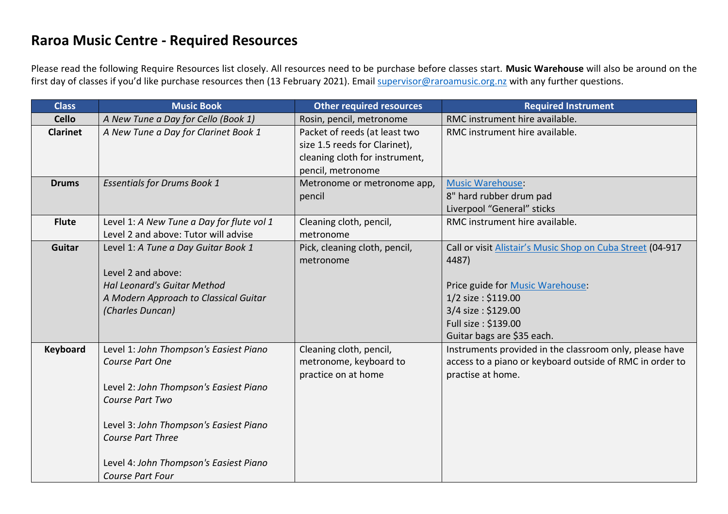# Raroa Music Centre - Required Resources

Please read the following Require Resources list closely. All resources need to be purchase before classes start. **Music Warehouse** will also be around on the first day of classes if you'd like purchase resources then (13 February 2021). Email supervisor@raroamusic.org.nz with any further questions.

| Class | Music Book | Other required resources | Required Instrument |
|---|---|---|---|
| **Cello** | *A New Tune a Day for Cello (Book 1)* | Rosin, pencil, metronome | RMC instrument hire available. |
| **Clarinet** | *A New Tune a Day for Clarinet Book 1* | Packet of reeds (at least two size 1.5 reeds for Clarinet), cleaning cloth for instrument, pencil, metronome | RMC instrument hire available. |
| **Drums** | *Essentials for Drums Book 1* | Metronome or metronome app, pencil | Music Warehouse:<br>8" hard rubber drum pad<br>Liverpool "General" sticks |
| **Flute** | Level 1: *A New Tune a Day for flute vol 1*<br>Level 2 and above: Tutor will advise | Cleaning cloth, pencil, metronome | RMC instrument hire available. |
| **Guitar** | Level 1: *A Tune a Day Guitar Book 1*<br><br>Level 2 and above:<br>*Hal Leonard's Guitar Method*<br>*A Modern Approach to Classical Guitar (Charles Duncan)* | Pick, cleaning cloth, pencil, metronome | Call or visit Alistair's Music Shop on Cuba Street (04-917 4487)<br><br>Price guide for Music Warehouse:<br>1/2 size : $119.00<br>3/4 size : $129.00<br>Full size : $139.00<br>Guitar bags are $35 each. |
| **Keyboard** | Level 1: *John Thompson's Easiest Piano Course Part One*<br><br>Level 2: *John Thompson's Easiest Piano Course Part Two*<br><br>Level 3: *John Thompson's Easiest Piano Course Part Three*<br><br>Level 4: *John Thompson's Easiest Piano Course Part Four* | Cleaning cloth, pencil, metronome, keyboard to practice on at home | Instruments provided in the classroom only, please have access to a piano or keyboard outside of RMC in order to practise at home. |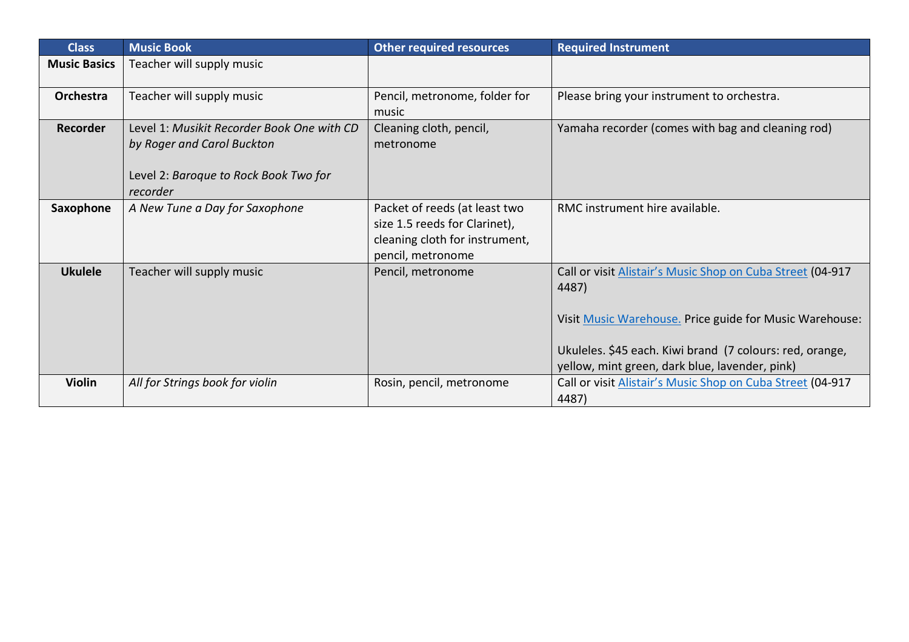| Class | Music Book | Other required resources | Required Instrument |
|---|---|---|---|
| **Music Basics** | Teacher will supply music | | |
| **Orchestra** | Teacher will supply music | Pencil, metronome, folder for music | Please bring your instrument to orchestra. |
| **Recorder** | Level 1: *Musikit Recorder Book One with CD by Roger and Carol Buckton*<br><br>Level 2: *Baroque to Rock Book Two for recorder* | Cleaning cloth, pencil, metronome | Yamaha recorder (comes with bag and cleaning rod) |
| **Saxophone** | *A New Tune a Day for Saxophone* | Packet of reeds (at least two size 1.5 reeds for Clarinet), cleaning cloth for instrument, pencil, metronome | RMC instrument hire available. |
| **Ukulele** | Teacher will supply music | Pencil, metronome | Call or visit Alistair's Music Shop on Cuba Street (04-917 4487)<br><br>Visit Music Warehouse. Price guide for Music Warehouse:<br><br>Ukuleles. $45 each. Kiwi brand (7 colours: red, orange, yellow, mint green, dark blue, lavender, pink) |
| **Violin** | *All for Strings book for violin* | Rosin, pencil, metronome | Call or visit Alistair's Music Shop on Cuba Street (04-917 4487) |